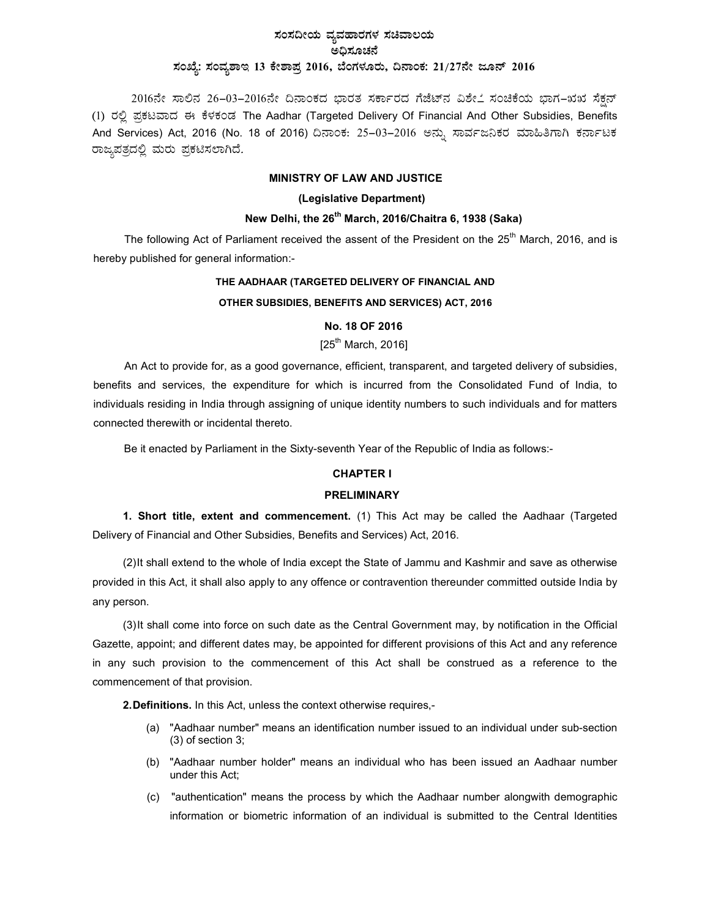# ಸಂಸದೀಯ ವ್ಯವಹಾರಗಳ ಸಚಿವಾಲಯ

## ಅಧಿಸೂಚನೆ

### ಸಂಖ್ಯೆ: ಸಂವ್ಯಶಾಇ 13 ಕೇಶಾಪ್ರ 2016, ಬೆಂಗಳೂರು, ದಿನಾಂಕ: 21/27ನೇ ಜೂನ್ 2016

2016ನೇ ಸಾಲಿನ 26-03-2016ನೇ ದಿನಾಂಕದ ಭಾರತ ಸರ್ಕಾರದ ಗೆಜೆಟ್‌ನ ವಿಶೇಷ ಸಂಚಿಕೆಯ ಭಾಗ-II ಸೆಕ್ಷನ್ (1) ರಲ್ಲಿ ಪ್ರಕಟವಾದ ಈ ಕೆಳಕಂಡ The Aadhar (Targeted Delivery Of Financial And Other Subsidies, Benefits And Services) Act, 2016 (No. 18 of 2016) ದಿನಾಂಕ: 25-03-2016 ಅನ್ನು ಸಾರ್ವಜನಿಕರ ಮಾಹಿತಿಗಾಗಿ ಕರ್ನಾಟಕ ರಾಜ್ಯಪತ್ರದಲ್ಲಿ ಮರು ಪ್ರಕಟಿಸಲಾಗಿದೆ.

**MINISTRY OF LAW AND JUSTICE**

**(Legislative Department)**

**New Delhi, the 26th March, 2016/Chaitra 6, 1938 (Saka)**

The following Act of Parliament received the assent of the President on the 25th March, 2016, and is hereby published for general information:-

**THE AADHAAR (TARGETED DELIVERY OF FINANCIAL AND OTHER SUBSIDIES, BENEFITS AND SERVICES) ACT, 2016**

**No. 18 OF 2016**

[25th March, 2016]

An Act to provide for, as a good governance, efficient, transparent, and targeted delivery of subsidies, benefits and services, the expenditure for which is incurred from the Consolidated Fund of India, to individuals residing in India through assigning of unique identity numbers to such individuals and for matters connected therewith or incidental thereto.

Be it enacted by Parliament in the Sixty-seventh Year of the Republic of India as follows:-

**CHAPTER I**

**PRELIMINARY**

**1. Short title, extent and commencement.** (1) This Act may be called the Aadhaar (Targeted Delivery of Financial and Other Subsidies, Benefits and Services) Act, 2016.

(2) It shall extend to the whole of India except the State of Jammu and Kashmir and save as otherwise provided in this Act, it shall also apply to any offence or contravention thereunder committed outside India by any person.

(3) It shall come into force on such date as the Central Government may, by notification in the Official Gazette, appoint; and different dates may, be appointed for different provisions of this Act and any reference in any such provision to the commencement of this Act shall be construed as a reference to the commencement of that provision.

**2. Definitions.** In this Act, unless the context otherwise requires,-

(a) "Aadhaar number" means an identification number issued to an individual under sub-section (3) of section 3;

(b) "Aadhaar number holder" means an individual who has been issued an Aadhaar number under this Act;

(c) "authentication" means the process by which the Aadhaar number alongwith demographic information or biometric information of an individual is submitted to the Central Identities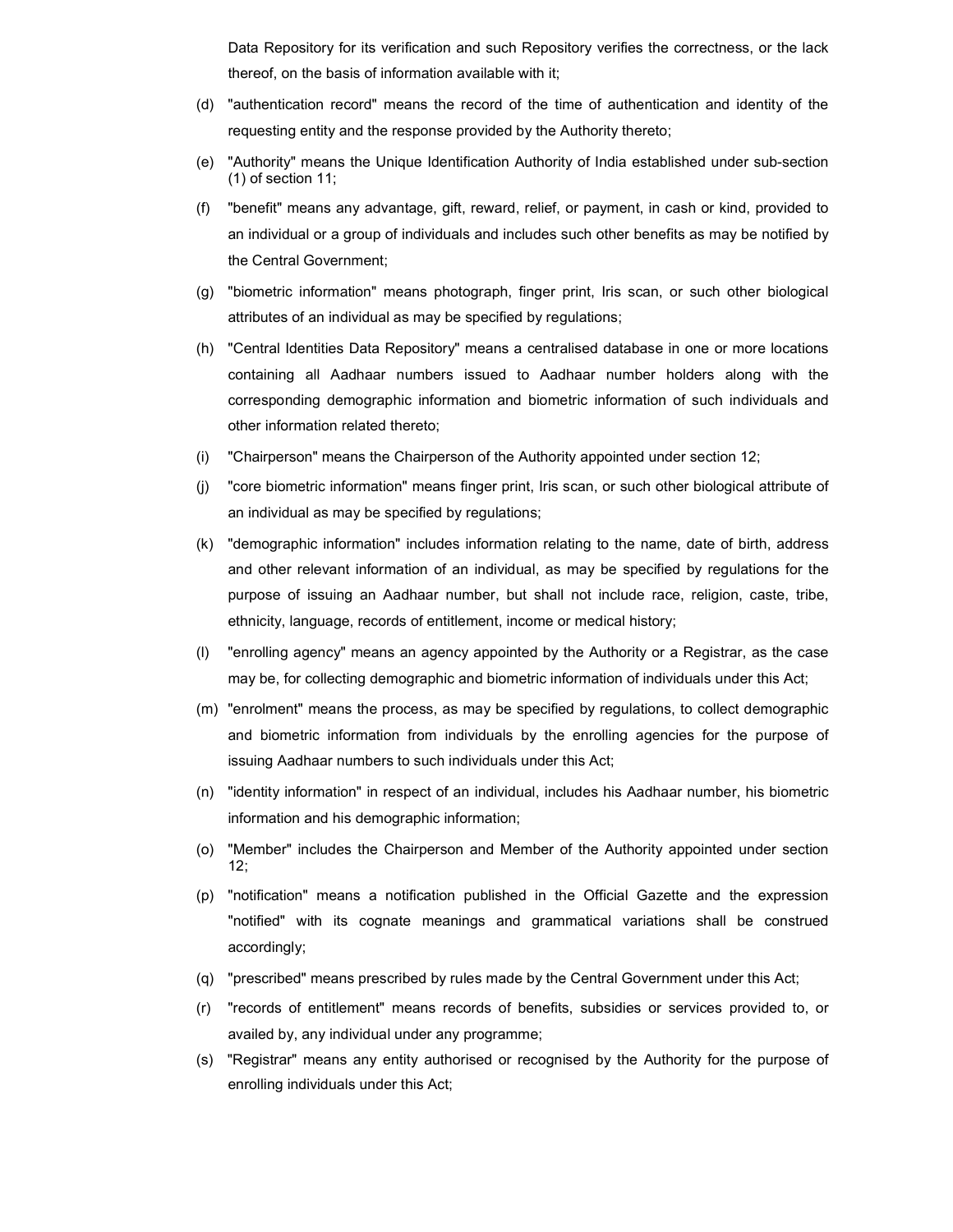Data Repository for its verification and such Repository verifies the correctness, or the lack thereof, on the basis of information available with it;

(d) "authentication record" means the record of the time of authentication and identity of the requesting entity and the response provided by the Authority thereto;

(e) "Authority" means the Unique Identification Authority of India established under sub-section (1) of section 11;

(f) "benefit" means any advantage, gift, reward, relief, or payment, in cash or kind, provided to an individual or a group of individuals and includes such other benefits as may be notified by the Central Government;

(g) "biometric information" means photograph, finger print, Iris scan, or such other biological attributes of an individual as may be specified by regulations;

(h) "Central Identities Data Repository" means a centralised database in one or more locations containing all Aadhaar numbers issued to Aadhaar number holders along with the corresponding demographic information and biometric information of such individuals and other information related thereto;

(i) "Chairperson" means the Chairperson of the Authority appointed under section 12;

(j) "core biometric information" means finger print, Iris scan, or such other biological attribute of an individual as may be specified by regulations;

(k) "demographic information" includes information relating to the name, date of birth, address and other relevant information of an individual, as may be specified by regulations for the purpose of issuing an Aadhaar number, but shall not include race, religion, caste, tribe, ethnicity, language, records of entitlement, income or medical history;

(l) "enrolling agency" means an agency appointed by the Authority or a Registrar, as the case may be, for collecting demographic and biometric information of individuals under this Act;

(m) "enrolment" means the process, as may be specified by regulations, to collect demographic and biometric information from individuals by the enrolling agencies for the purpose of issuing Aadhaar numbers to such individuals under this Act;

(n) "identity information" in respect of an individual, includes his Aadhaar number, his biometric information and his demographic information;

(o) "Member" includes the Chairperson and Member of the Authority appointed under section 12;

(p) "notification" means a notification published in the Official Gazette and the expression "notified" with its cognate meanings and grammatical variations shall be construed accordingly;

(q) "prescribed" means prescribed by rules made by the Central Government under this Act;

(r) "records of entitlement" means records of benefits, subsidies or services provided to, or availed by, any individual under any programme;

(s) "Registrar" means any entity authorised or recognised by the Authority for the purpose of enrolling individuals under this Act;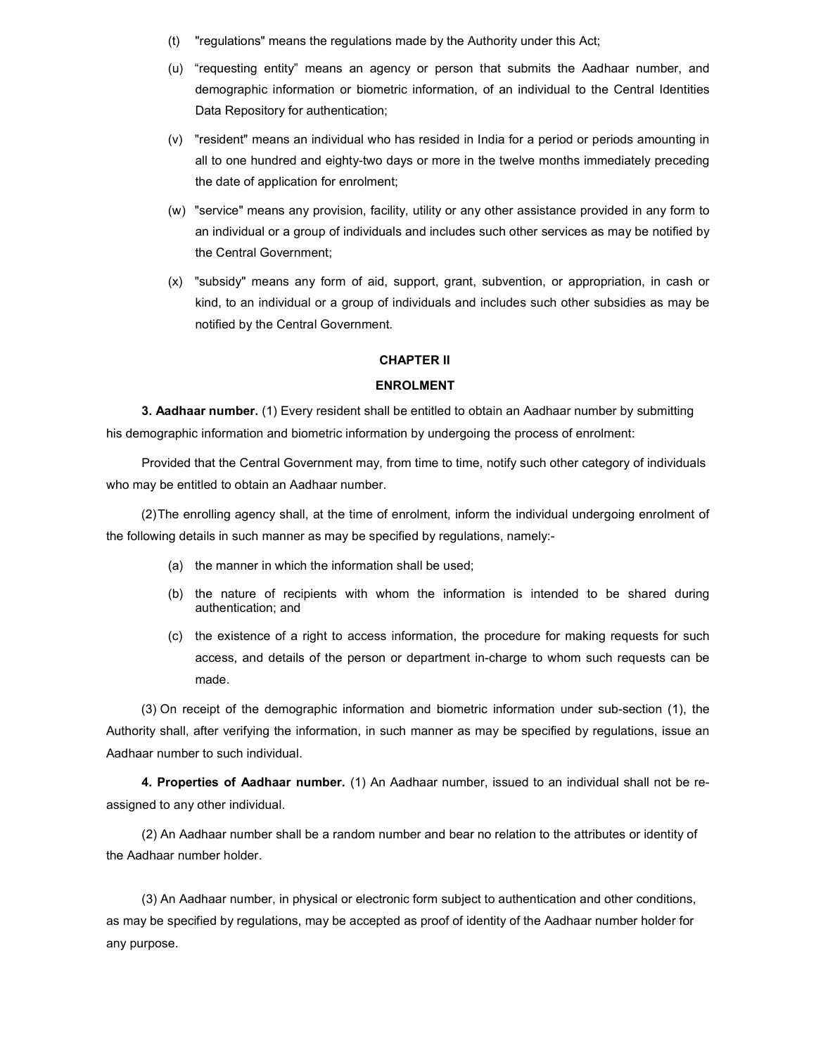(t) "regulations" means the regulations made by the Authority under this Act;

(u) "requesting entity" means an agency or person that submits the Aadhaar number, and demographic information or biometric information, of an individual to the Central Identities Data Repository for authentication;

(v) "resident" means an individual who has resided in India for a period or periods amounting in all to one hundred and eighty-two days or more in the twelve months immediately preceding the date of application for enrolment;

(w) "service" means any provision, facility, utility or any other assistance provided in any form to an individual or a group of individuals and includes such other services as may be notified by the Central Government;

(x) "subsidy" means any form of aid, support, grant, subvention, or appropriation, in cash or kind, to an individual or a group of individuals and includes such other subsidies as may be notified by the Central Government.

## CHAPTER II

## ENROLMENT

**3. Aadhaar number.** (1) Every resident shall be entitled to obtain an Aadhaar number by submitting his demographic information and biometric information by undergoing the process of enrolment:

Provided that the Central Government may, from time to time, notify such other category of individuals who may be entitled to obtain an Aadhaar number.

(2) The enrolling agency shall, at the time of enrolment, inform the individual undergoing enrolment of the following details in such manner as may be specified by regulations, namely:-

(a) the manner in which the information shall be used;

(b) the nature of recipients with whom the information is intended to be shared during authentication; and

(c) the existence of a right to access information, the procedure for making requests for such access, and details of the person or department in-charge to whom such requests can be made.

(3) On receipt of the demographic information and biometric information under sub-section (1), the Authority shall, after verifying the information, in such manner as may be specified by regulations, issue an Aadhaar number to such individual.

**4. Properties of Aadhaar number.** (1) An Aadhaar number, issued to an individual shall not be re-assigned to any other individual.

(2) An Aadhaar number shall be a random number and bear no relation to the attributes or identity of the Aadhaar number holder.

(3) An Aadhaar number, in physical or electronic form subject to authentication and other conditions, as may be specified by regulations, may be accepted as proof of identity of the Aadhaar number holder for any purpose.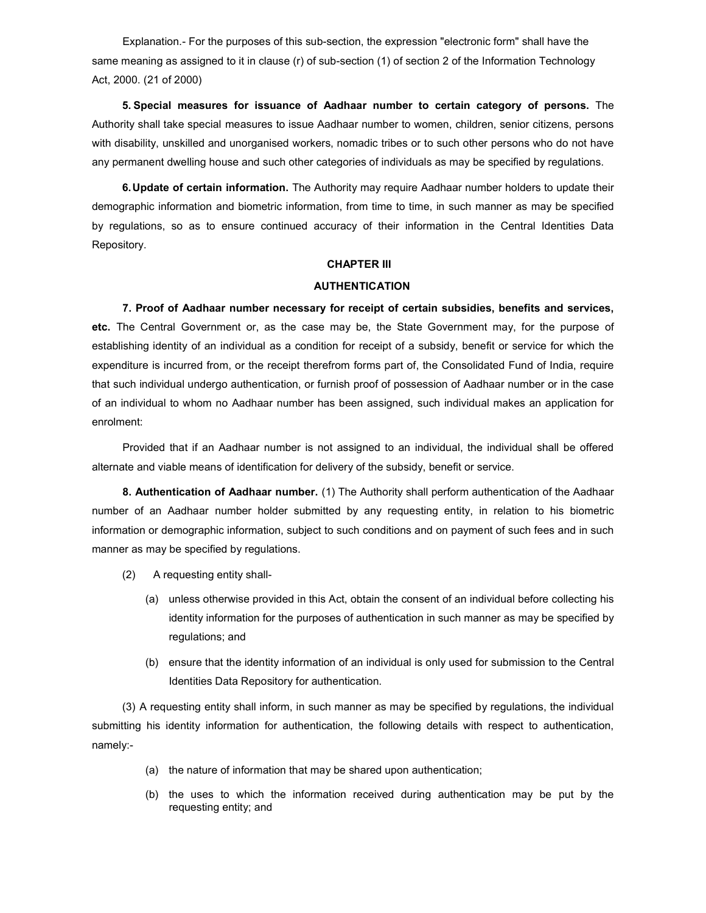Explanation.- For the purposes of this sub-section, the expression "electronic form" shall have the same meaning as assigned to it in clause (r) of sub-section (1) of section 2 of the Information Technology Act, 2000. (21 of 2000)

**5. Special measures for issuance of Aadhaar number to certain category of persons.** The Authority shall take special measures to issue Aadhaar number to women, children, senior citizens, persons with disability, unskilled and unorganised workers, nomadic tribes or to such other persons who do not have any permanent dwelling house and such other categories of individuals as may be specified by regulations.

**6. Update of certain information.** The Authority may require Aadhaar number holders to update their demographic information and biometric information, from time to time, in such manner as may be specified by regulations, so as to ensure continued accuracy of their information in the Central Identities Data Repository.

## CHAPTER III

## AUTHENTICATION

**7. Proof of Aadhaar number necessary for receipt of certain subsidies, benefits and services, etc.** The Central Government or, as the case may be, the State Government may, for the purpose of establishing identity of an individual as a condition for receipt of a subsidy, benefit or service for which the expenditure is incurred from, or the receipt therefrom forms part of, the Consolidated Fund of India, require that such individual undergo authentication, or furnish proof of possession of Aadhaar number or in the case of an individual to whom no Aadhaar number has been assigned, such individual makes an application for enrolment:

Provided that if an Aadhaar number is not assigned to an individual, the individual shall be offered alternate and viable means of identification for delivery of the subsidy, benefit or service.

**8. Authentication of Aadhaar number.** (1) The Authority shall perform authentication of the Aadhaar number of an Aadhaar number holder submitted by any requesting entity, in relation to his biometric information or demographic information, subject to such conditions and on payment of such fees and in such manner as may be specified by regulations.

(2) A requesting entity shall-

(a) unless otherwise provided in this Act, obtain the consent of an individual before collecting his identity information for the purposes of authentication in such manner as may be specified by regulations; and

(b) ensure that the identity information of an individual is only used for submission to the Central Identities Data Repository for authentication.

(3) A requesting entity shall inform, in such manner as may be specified by regulations, the individual submitting his identity information for authentication, the following details with respect to authentication, namely:-

(a) the nature of information that may be shared upon authentication;

(b) the uses to which the information received during authentication may be put by the requesting entity; and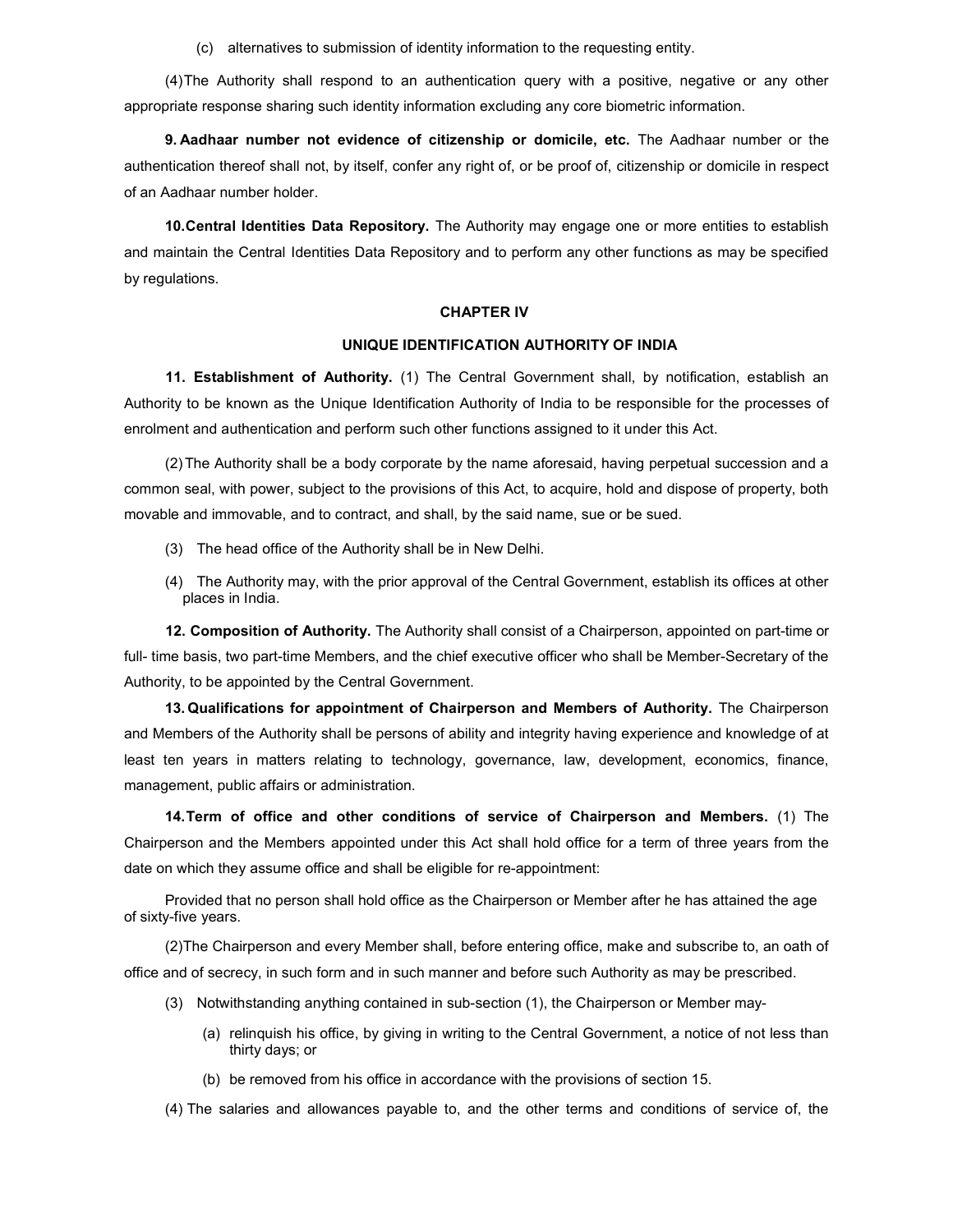(c) alternatives to submission of identity information to the requesting entity.

(4) The Authority shall respond to an authentication query with a positive, negative or any other appropriate response sharing such identity information excluding any core biometric information.

**9. Aadhaar number not evidence of citizenship or domicile, etc.** The Aadhaar number or the authentication thereof shall not, by itself, confer any right of, or be proof of, citizenship or domicile in respect of an Aadhaar number holder.

**10. Central Identities Data Repository.** The Authority may engage one or more entities to establish and maintain the Central Identities Data Repository and to perform any other functions as may be specified by regulations.

## CHAPTER IV

## UNIQUE IDENTIFICATION AUTHORITY OF INDIA

**11. Establishment of Authority.** (1) The Central Government shall, by notification, establish an Authority to be known as the Unique Identification Authority of India to be responsible for the processes of enrolment and authentication and perform such other functions assigned to it under this Act.

(2) The Authority shall be a body corporate by the name aforesaid, having perpetual succession and a common seal, with power, subject to the provisions of this Act, to acquire, hold and dispose of property, both movable and immovable, and to contract, and shall, by the said name, sue or be sued.

(3) The head office of the Authority shall be in New Delhi.

(4) The Authority may, with the prior approval of the Central Government, establish its offices at other places in India.

**12. Composition of Authority.** The Authority shall consist of a Chairperson, appointed on part-time or full- time basis, two part-time Members, and the chief executive officer who shall be Member-Secretary of the Authority, to be appointed by the Central Government.

**13. Qualifications for appointment of Chairperson and Members of Authority.** The Chairperson and Members of the Authority shall be persons of ability and integrity having experience and knowledge of at least ten years in matters relating to technology, governance, law, development, economics, finance, management, public affairs or administration.

**14. Term of office and other conditions of service of Chairperson and Members.** (1) The Chairperson and the Members appointed under this Act shall hold office for a term of three years from the date on which they assume office and shall be eligible for re-appointment:

Provided that no person shall hold office as the Chairperson or Member after he has attained the age of sixty-five years.

(2) The Chairperson and every Member shall, before entering office, make and subscribe to, an oath of office and of secrecy, in such form and in such manner and before such Authority as may be prescribed.

(3) Notwithstanding anything contained in sub-section (1), the Chairperson or Member may-

(a) relinquish his office, by giving in writing to the Central Government, a notice of not less than thirty days; or

(b) be removed from his office in accordance with the provisions of section 15.

(4) The salaries and allowances payable to, and the other terms and conditions of service of, the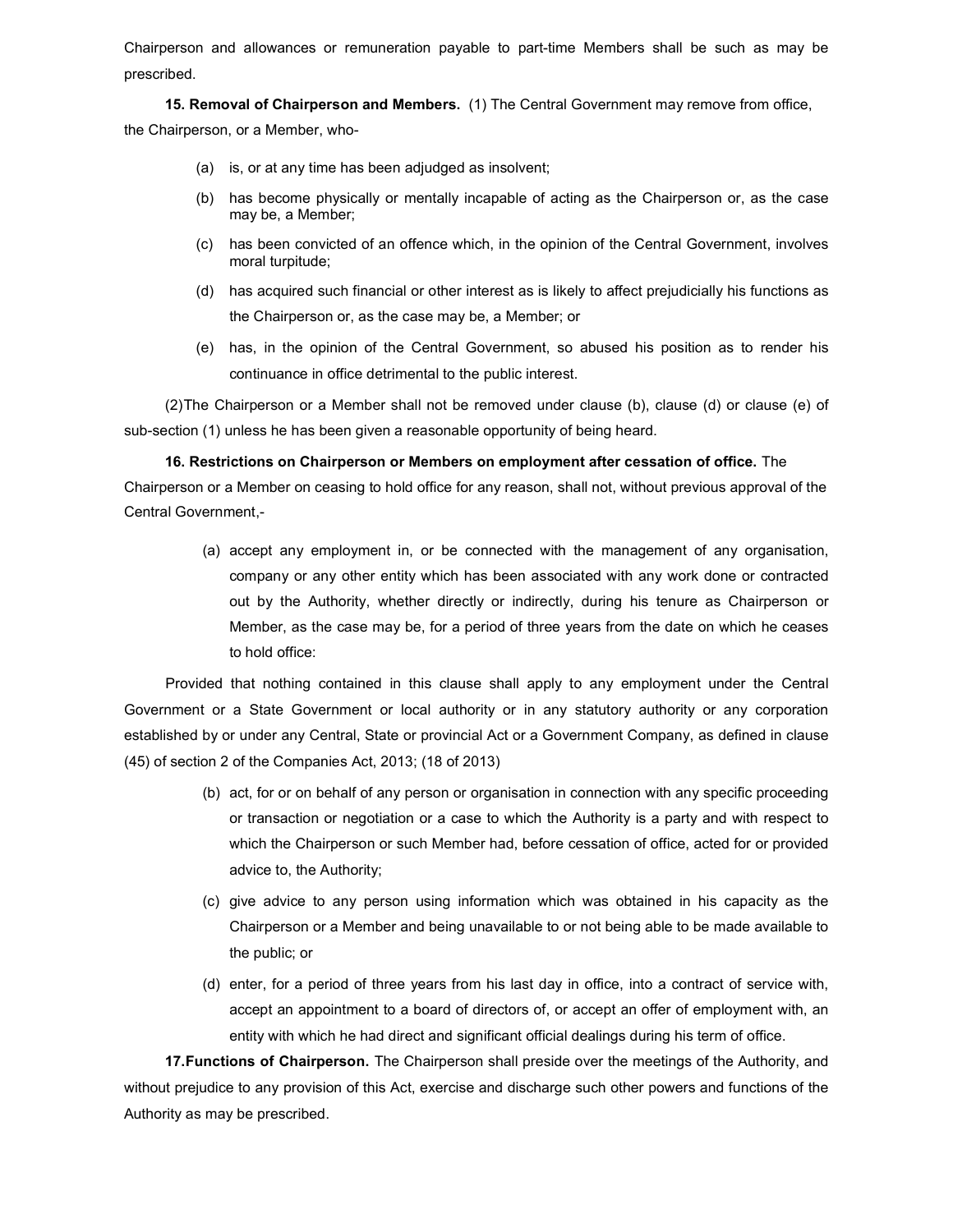Chairperson and allowances or remuneration payable to part-time Members shall be such as may be prescribed.

**15. Removal of Chairperson and Members.** (1) The Central Government may remove from office, the Chairperson, or a Member, who-

(a) is, or at any time has been adjudged as insolvent;

(b) has become physically or mentally incapable of acting as the Chairperson or, as the case may be, a Member;

(c) has been convicted of an offence which, in the opinion of the Central Government, involves moral turpitude;

(d) has acquired such financial or other interest as is likely to affect prejudicially his functions as the Chairperson or, as the case may be, a Member; or

(e) has, in the opinion of the Central Government, so abused his position as to render his continuance in office detrimental to the public interest.

(2)The Chairperson or a Member shall not be removed under clause (b), clause (d) or clause (e) of sub-section (1) unless he has been given a reasonable opportunity of being heard.

**16. Restrictions on Chairperson or Members on employment after cessation of office.** The Chairperson or a Member on ceasing to hold office for any reason, shall not, without previous approval of the Central Government,-

(a) accept any employment in, or be connected with the management of any organisation, company or any other entity which has been associated with any work done or contracted out by the Authority, whether directly or indirectly, during his tenure as Chairperson or Member, as the case may be, for a period of three years from the date on which he ceases to hold office:

Provided that nothing contained in this clause shall apply to any employment under the Central Government or a State Government or local authority or in any statutory authority or any corporation established by or under any Central, State or provincial Act or a Government Company, as defined in clause (45) of section 2 of the Companies Act, 2013; (18 of 2013)

(b) act, for or on behalf of any person or organisation in connection with any specific proceeding or transaction or negotiation or a case to which the Authority is a party and with respect to which the Chairperson or such Member had, before cessation of office, acted for or provided advice to, the Authority;

(c) give advice to any person using information which was obtained in his capacity as the Chairperson or a Member and being unavailable to or not being able to be made available to the public; or

(d) enter, for a period of three years from his last day in office, into a contract of service with, accept an appointment to a board of directors of, or accept an offer of employment with, an entity with which he had direct and significant official dealings during his term of office.

**17.Functions of Chairperson.** The Chairperson shall preside over the meetings of the Authority, and without prejudice to any provision of this Act, exercise and discharge such other powers and functions of the Authority as may be prescribed.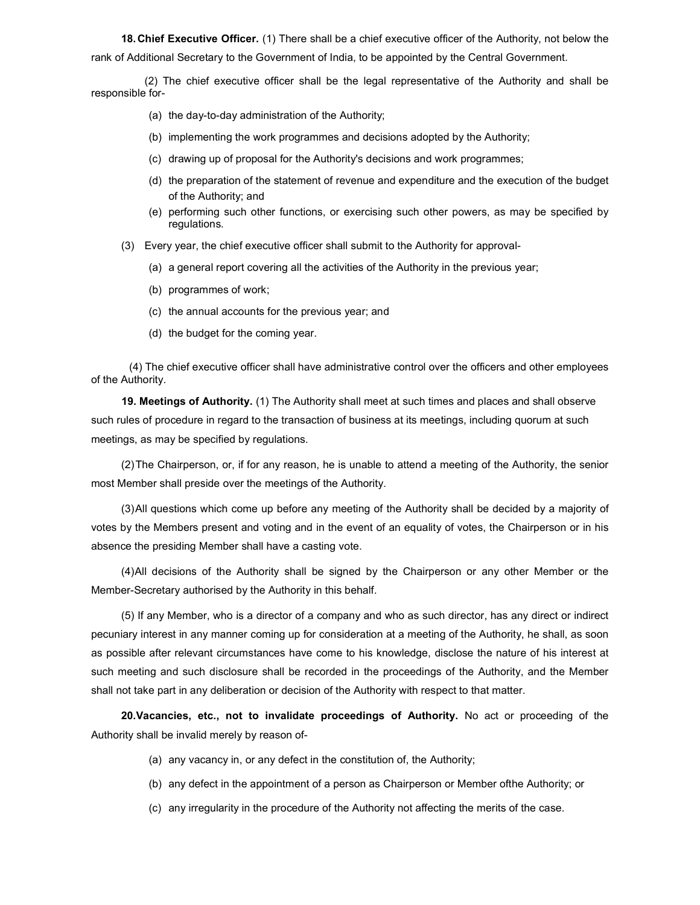**18. Chief Executive Officer.** (1) There shall be a chief executive officer of the Authority, not below the rank of Additional Secretary to the Government of India, to be appointed by the Central Government.

(2) The chief executive officer shall be the legal representative of the Authority and shall be responsible for-

(a) the day-to-day administration of the Authority;

(b) implementing the work programmes and decisions adopted by the Authority;

(c) drawing up of proposal for the Authority's decisions and work programmes;

(d) the preparation of the statement of revenue and expenditure and the execution of the budget of the Authority; and

(e) performing such other functions, or exercising such other powers, as may be specified by regulations.

(3) Every year, the chief executive officer shall submit to the Authority for approval-

(a) a general report covering all the activities of the Authority in the previous year;

(b) programmes of work;

(c) the annual accounts for the previous year; and

(d) the budget for the coming year.

(4) The chief executive officer shall have administrative control over the officers and other employees of the Authority.

**19. Meetings of Authority.** (1) The Authority shall meet at such times and places and shall observe such rules of procedure in regard to the transaction of business at its meetings, including quorum at such meetings, as may be specified by regulations.

(2) The Chairperson, or, if for any reason, he is unable to attend a meeting of the Authority, the senior most Member shall preside over the meetings of the Authority.

(3) All questions which come up before any meeting of the Authority shall be decided by a majority of votes by the Members present and voting and in the event of an equality of votes, the Chairperson or in his absence the presiding Member shall have a casting vote.

(4) All decisions of the Authority shall be signed by the Chairperson or any other Member or the Member-Secretary authorised by the Authority in this behalf.

(5) If any Member, who is a director of a company and who as such director, has any direct or indirect pecuniary interest in any manner coming up for consideration at a meeting of the Authority, he shall, as soon as possible after relevant circumstances have come to his knowledge, disclose the nature of his interest at such meeting and such disclosure shall be recorded in the proceedings of the Authority, and the Member shall not take part in any deliberation or decision of the Authority with respect to that matter.

**20. Vacancies, etc., not to invalidate proceedings of Authority.** No act or proceeding of the Authority shall be invalid merely by reason of-

(a) any vacancy in, or any defect in the constitution of, the Authority;

(b) any defect in the appointment of a person as Chairperson or Member ofthe Authority; or

(c) any irregularity in the procedure of the Authority not affecting the merits of the case.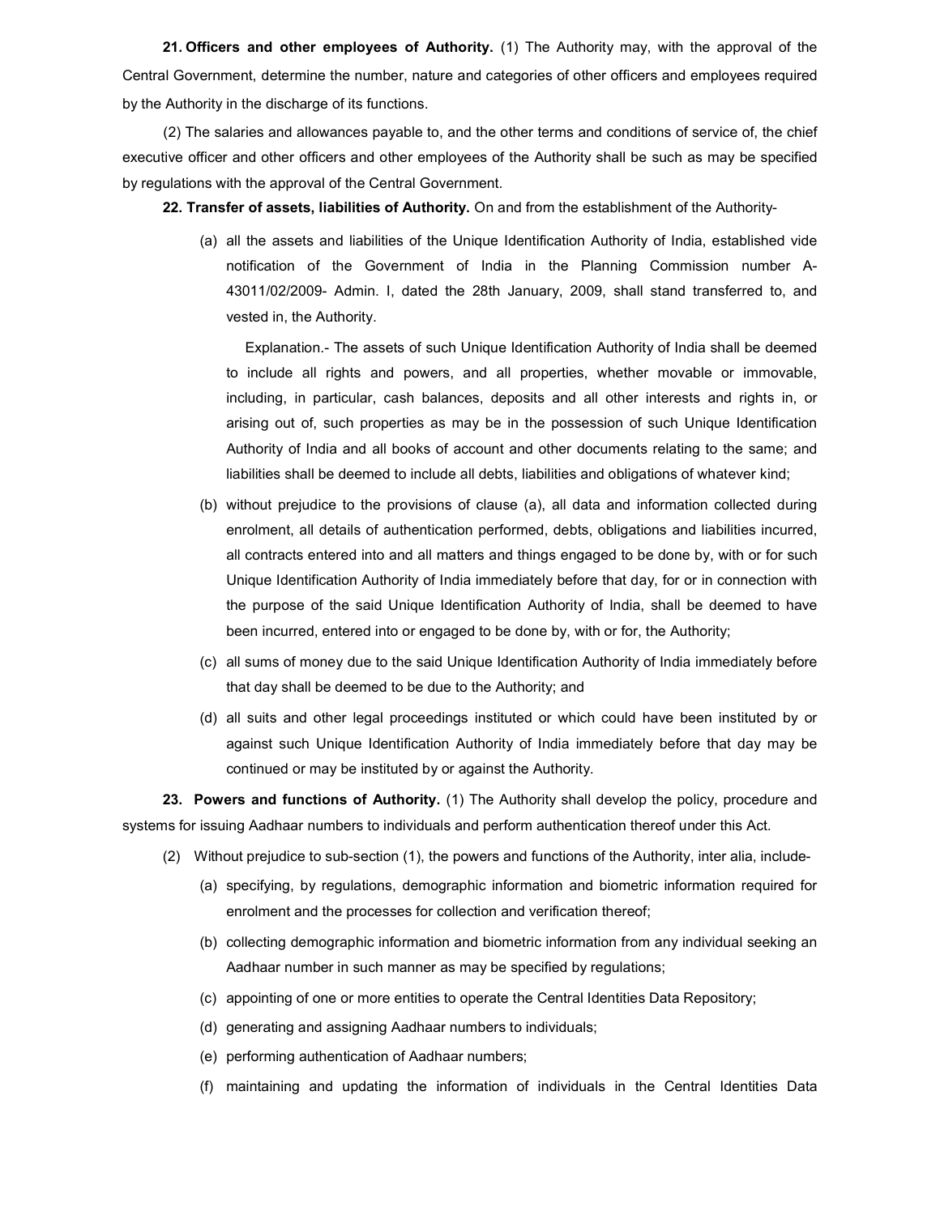**21. Officers and other employees of Authority.** (1) The Authority may, with the approval of the Central Government, determine the number, nature and categories of other officers and employees required by the Authority in the discharge of its functions.

(2) The salaries and allowances payable to, and the other terms and conditions of service of, the chief executive officer and other officers and other employees of the Authority shall be such as may be specified by regulations with the approval of the Central Government.

**22. Transfer of assets, liabilities of Authority.** On and from the establishment of the Authority-

(a) all the assets and liabilities of the Unique Identification Authority of India, established vide notification of the Government of India in the Planning Commission number A-43011/02/2009- Admin. I, dated the 28th January, 2009, shall stand transferred to, and vested in, the Authority.

Explanation.- The assets of such Unique Identification Authority of India shall be deemed to include all rights and powers, and all properties, whether movable or immovable, including, in particular, cash balances, deposits and all other interests and rights in, or arising out of, such properties as may be in the possession of such Unique Identification Authority of India and all books of account and other documents relating to the same; and liabilities shall be deemed to include all debts, liabilities and obligations of whatever kind;

(b) without prejudice to the provisions of clause (a), all data and information collected during enrolment, all details of authentication performed, debts, obligations and liabilities incurred, all contracts entered into and all matters and things engaged to be done by, with or for such Unique Identification Authority of India immediately before that day, for or in connection with the purpose of the said Unique Identification Authority of India, shall be deemed to have been incurred, entered into or engaged to be done by, with or for, the Authority;

(c) all sums of money due to the said Unique Identification Authority of India immediately before that day shall be deemed to be due to the Authority; and

(d) all suits and other legal proceedings instituted or which could have been instituted by or against such Unique Identification Authority of India immediately before that day may be continued or may be instituted by or against the Authority.

**23. Powers and functions of Authority.** (1) The Authority shall develop the policy, procedure and systems for issuing Aadhaar numbers to individuals and perform authentication thereof under this Act.

(2) Without prejudice to sub-section (1), the powers and functions of the Authority, inter alia, include-

(a) specifying, by regulations, demographic information and biometric information required for enrolment and the processes for collection and verification thereof;

(b) collecting demographic information and biometric information from any individual seeking an Aadhaar number in such manner as may be specified by regulations;

(c) appointing of one or more entities to operate the Central Identities Data Repository;

(d) generating and assigning Aadhaar numbers to individuals;

(e) performing authentication of Aadhaar numbers;

(f) maintaining and updating the information of individuals in the Central Identities Data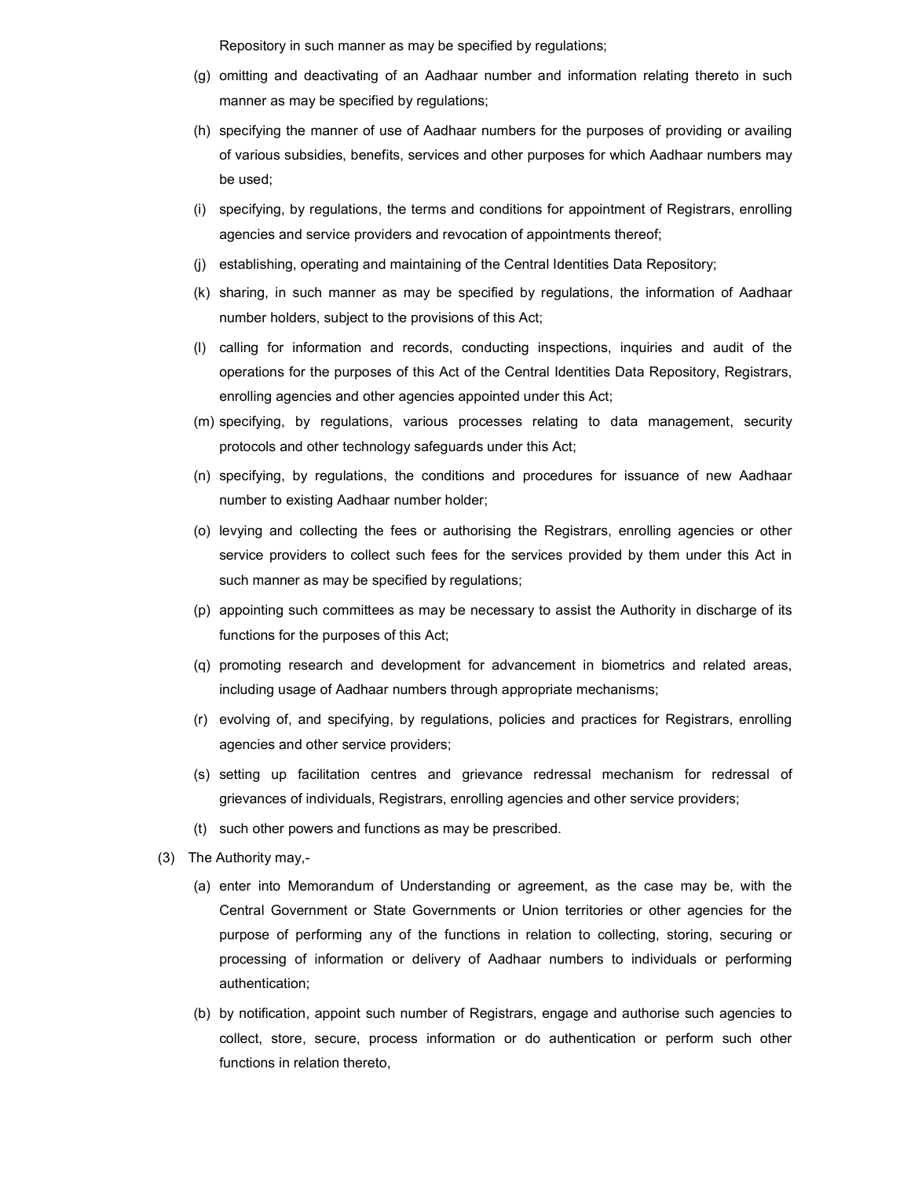Repository in such manner as may be specified by regulations;

(g) omitting and deactivating of an Aadhaar number and information relating thereto in such manner as may be specified by regulations;

(h) specifying the manner of use of Aadhaar numbers for the purposes of providing or availing of various subsidies, benefits, services and other purposes for which Aadhaar numbers may be used;

(i) specifying, by regulations, the terms and conditions for appointment of Registrars, enrolling agencies and service providers and revocation of appointments thereof;

(j) establishing, operating and maintaining of the Central Identities Data Repository;

(k) sharing, in such manner as may be specified by regulations, the information of Aadhaar number holders, subject to the provisions of this Act;

(l) calling for information and records, conducting inspections, inquiries and audit of the operations for the purposes of this Act of the Central Identities Data Repository, Registrars, enrolling agencies and other agencies appointed under this Act;

(m) specifying, by regulations, various processes relating to data management, security protocols and other technology safeguards under this Act;

(n) specifying, by regulations, the conditions and procedures for issuance of new Aadhaar number to existing Aadhaar number holder;

(o) levying and collecting the fees or authorising the Registrars, enrolling agencies or other service providers to collect such fees for the services provided by them under this Act in such manner as may be specified by regulations;

(p) appointing such committees as may be necessary to assist the Authority in discharge of its functions for the purposes of this Act;

(q) promoting research and development for advancement in biometrics and related areas, including usage of Aadhaar numbers through appropriate mechanisms;

(r) evolving of, and specifying, by regulations, policies and practices for Registrars, enrolling agencies and other service providers;

(s) setting up facilitation centres and grievance redressal mechanism for redressal of grievances of individuals, Registrars, enrolling agencies and other service providers;

(t) such other powers and functions as may be prescribed.

(3) The Authority may,-

(a) enter into Memorandum of Understanding or agreement, as the case may be, with the Central Government or State Governments or Union territories or other agencies for the purpose of performing any of the functions in relation to collecting, storing, securing or processing of information or delivery of Aadhaar numbers to individuals or performing authentication;

(b) by notification, appoint such number of Registrars, engage and authorise such agencies to collect, store, secure, process information or do authentication or perform such other functions in relation thereto,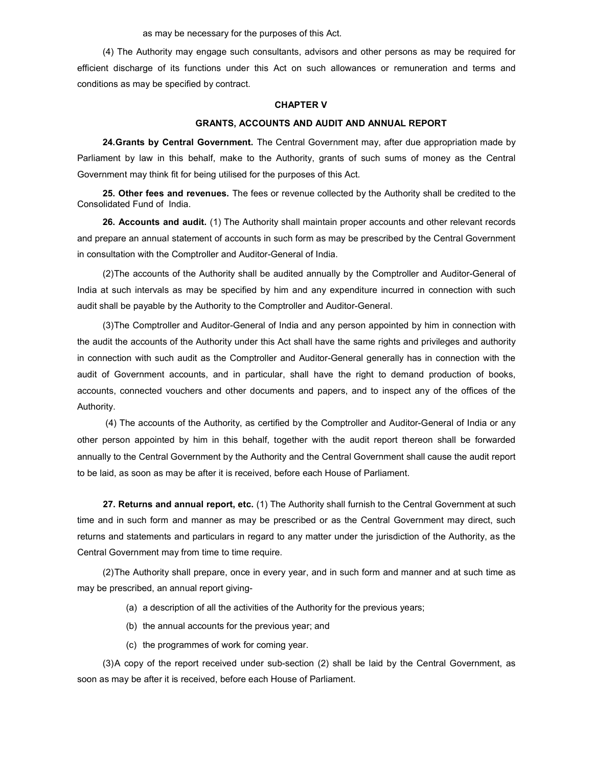as may be necessary for the purposes of this Act.

(4) The Authority may engage such consultants, advisors and other persons as may be required for efficient discharge of its functions under this Act on such allowances or remuneration and terms and conditions as may be specified by contract.

## CHAPTER V

## GRANTS, ACCOUNTS AND AUDIT AND ANNUAL REPORT

**24. Grants by Central Government.** The Central Government may, after due appropriation made by Parliament by law in this behalf, make to the Authority, grants of such sums of money as the Central Government may think fit for being utilised for the purposes of this Act.

**25. Other fees and revenues.** The fees or revenue collected by the Authority shall be credited to the Consolidated Fund of India.

**26. Accounts and audit.** (1) The Authority shall maintain proper accounts and other relevant records and prepare an annual statement of accounts in such form as may be prescribed by the Central Government in consultation with the Comptroller and Auditor-General of India.

(2) The accounts of the Authority shall be audited annually by the Comptroller and Auditor-General of India at such intervals as may be specified by him and any expenditure incurred in connection with such audit shall be payable by the Authority to the Comptroller and Auditor-General.

(3) The Comptroller and Auditor-General of India and any person appointed by him in connection with the audit the accounts of the Authority under this Act shall have the same rights and privileges and authority in connection with such audit as the Comptroller and Auditor-General generally has in connection with the audit of Government accounts, and in particular, shall have the right to demand production of books, accounts, connected vouchers and other documents and papers, and to inspect any of the offices of the Authority.

(4) The accounts of the Authority, as certified by the Comptroller and Auditor-General of India or any other person appointed by him in this behalf, together with the audit report thereon shall be forwarded annually to the Central Government by the Authority and the Central Government shall cause the audit report to be laid, as soon as may be after it is received, before each House of Parliament.

**27. Returns and annual report, etc.** (1) The Authority shall furnish to the Central Government at such time and in such form and manner as may be prescribed or as the Central Government may direct, such returns and statements and particulars in regard to any matter under the jurisdiction of the Authority, as the Central Government may from time to time require.

(2) The Authority shall prepare, once in every year, and in such form and manner and at such time as may be prescribed, an annual report giving-

(a) a description of all the activities of the Authority for the previous years;

(b) the annual accounts for the previous year; and

(c) the programmes of work for coming year.

(3) A copy of the report received under sub-section (2) shall be laid by the Central Government, as soon as may be after it is received, before each House of Parliament.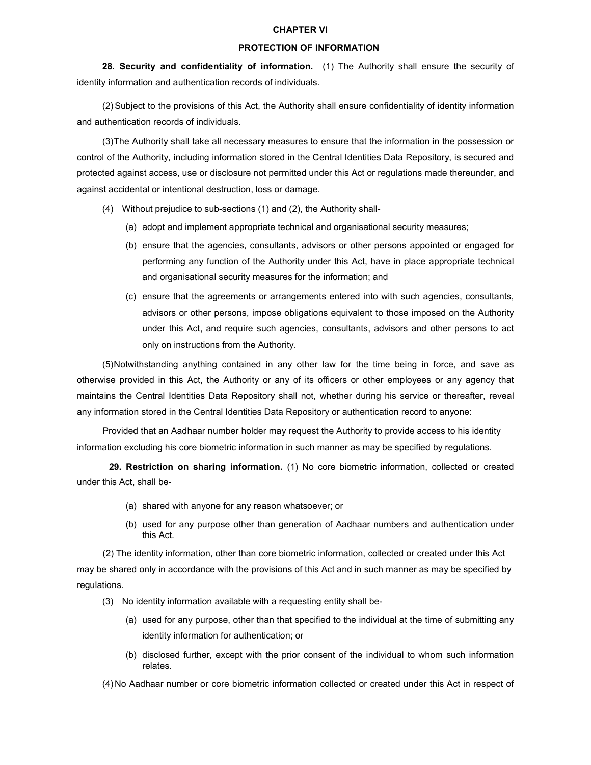## CHAPTER VI

## PROTECTION OF INFORMATION

**28. Security and confidentiality of information.** (1) The Authority shall ensure the security of identity information and authentication records of individuals.

(2) Subject to the provisions of this Act, the Authority shall ensure confidentiality of identity information and authentication records of individuals.

(3) The Authority shall take all necessary measures to ensure that the information in the possession or control of the Authority, including information stored in the Central Identities Data Repository, is secured and protected against access, use or disclosure not permitted under this Act or regulations made thereunder, and against accidental or intentional destruction, loss or damage.

(4) Without prejudice to sub-sections (1) and (2), the Authority shall-

(a) adopt and implement appropriate technical and organisational security measures;

(b) ensure that the agencies, consultants, advisors or other persons appointed or engaged for performing any function of the Authority under this Act, have in place appropriate technical and organisational security measures for the information; and

(c) ensure that the agreements or arrangements entered into with such agencies, consultants, advisors or other persons, impose obligations equivalent to those imposed on the Authority under this Act, and require such agencies, consultants, advisors and other persons to act only on instructions from the Authority.

(5) Notwithstanding anything contained in any other law for the time being in force, and save as otherwise provided in this Act, the Authority or any of its officers or other employees or any agency that maintains the Central Identities Data Repository shall not, whether during his service or thereafter, reveal any information stored in the Central Identities Data Repository or authentication record to anyone:

Provided that an Aadhaar number holder may request the Authority to provide access to his identity information excluding his core biometric information in such manner as may be specified by regulations.

**29. Restriction on sharing information.** (1) No core biometric information, collected or created under this Act, shall be-

(a) shared with anyone for any reason whatsoever; or

(b) used for any purpose other than generation of Aadhaar numbers and authentication under this Act.

(2) The identity information, other than core biometric information, collected or created under this Act may be shared only in accordance with the provisions of this Act and in such manner as may be specified by regulations.

(3) No identity information available with a requesting entity shall be-

(a) used for any purpose, other than that specified to the individual at the time of submitting any identity information for authentication; or

(b) disclosed further, except with the prior consent of the individual to whom such information relates.

(4) No Aadhaar number or core biometric information collected or created under this Act in respect of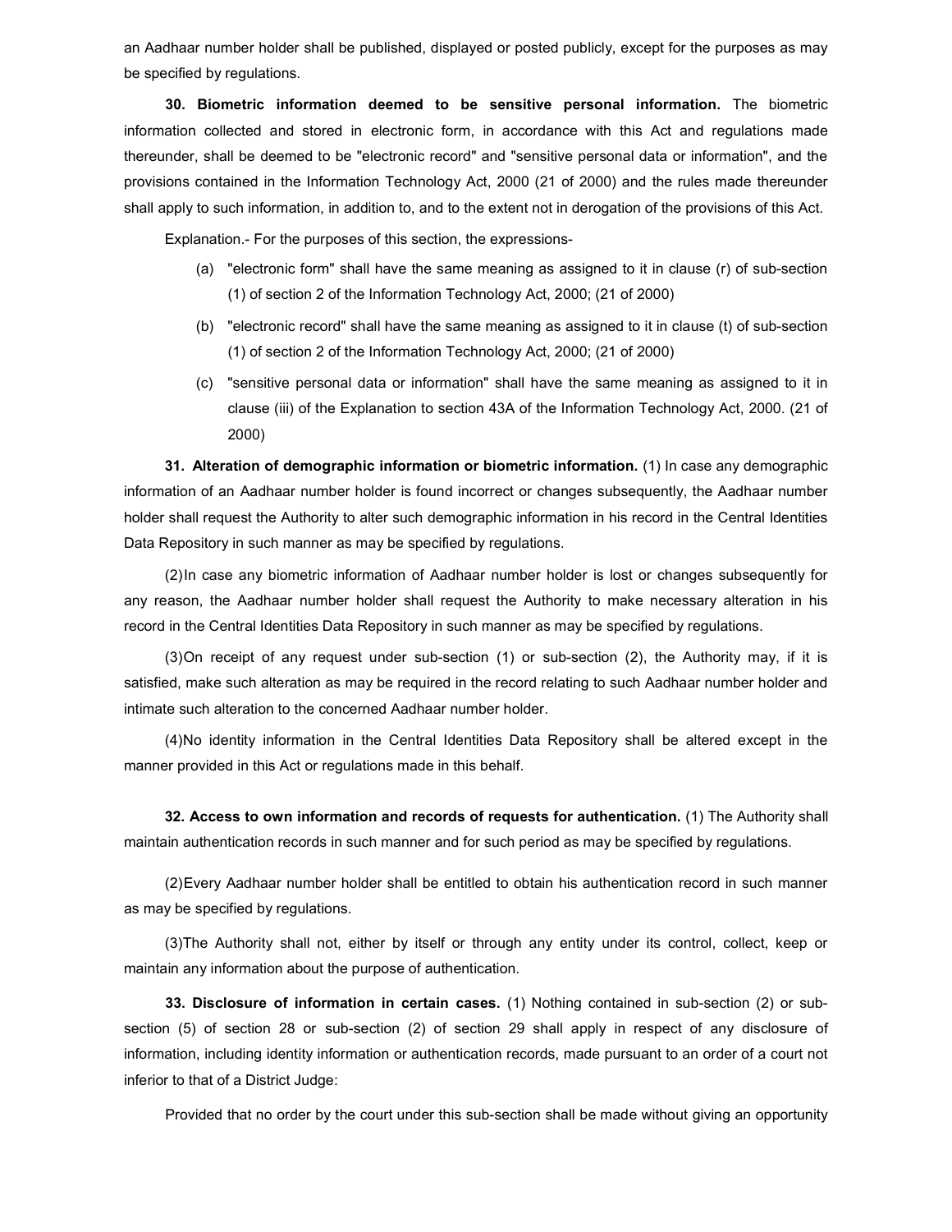an Aadhaar number holder shall be published, displayed or posted publicly, except for the purposes as may be specified by regulations.

**30. Biometric information deemed to be sensitive personal information.** The biometric information collected and stored in electronic form, in accordance with this Act and regulations made thereunder, shall be deemed to be "electronic record" and "sensitive personal data or information", and the provisions contained in the Information Technology Act, 2000 (21 of 2000) and the rules made thereunder shall apply to such information, in addition to, and to the extent not in derogation of the provisions of this Act.

Explanation.- For the purposes of this section, the expressions-

(a) "electronic form" shall have the same meaning as assigned to it in clause (r) of sub-section (1) of section 2 of the Information Technology Act, 2000; (21 of 2000)

(b) "electronic record" shall have the same meaning as assigned to it in clause (t) of sub-section (1) of section 2 of the Information Technology Act, 2000; (21 of 2000)

(c) "sensitive personal data or information" shall have the same meaning as assigned to it in clause (iii) of the Explanation to section 43A of the Information Technology Act, 2000. (21 of 2000)

**31. Alteration of demographic information or biometric information.** (1) In case any demographic information of an Aadhaar number holder is found incorrect or changes subsequently, the Aadhaar number holder shall request the Authority to alter such demographic information in his record in the Central Identities Data Repository in such manner as may be specified by regulations.

(2) In case any biometric information of Aadhaar number holder is lost or changes subsequently for any reason, the Aadhaar number holder shall request the Authority to make necessary alteration in his record in the Central Identities Data Repository in such manner as may be specified by regulations.

(3) On receipt of any request under sub-section (1) or sub-section (2), the Authority may, if it is satisfied, make such alteration as may be required in the record relating to such Aadhaar number holder and intimate such alteration to the concerned Aadhaar number holder.

(4) No identity information in the Central Identities Data Repository shall be altered except in the manner provided in this Act or regulations made in this behalf.

**32. Access to own information and records of requests for authentication.** (1) The Authority shall maintain authentication records in such manner and for such period as may be specified by regulations.

(2) Every Aadhaar number holder shall be entitled to obtain his authentication record in such manner as may be specified by regulations.

(3) The Authority shall not, either by itself or through any entity under its control, collect, keep or maintain any information about the purpose of authentication.

**33. Disclosure of information in certain cases.** (1) Nothing contained in sub-section (2) or sub-section (5) of section 28 or sub-section (2) of section 29 shall apply in respect of any disclosure of information, including identity information or authentication records, made pursuant to an order of a court not inferior to that of a District Judge:

Provided that no order by the court under this sub-section shall be made without giving an opportunity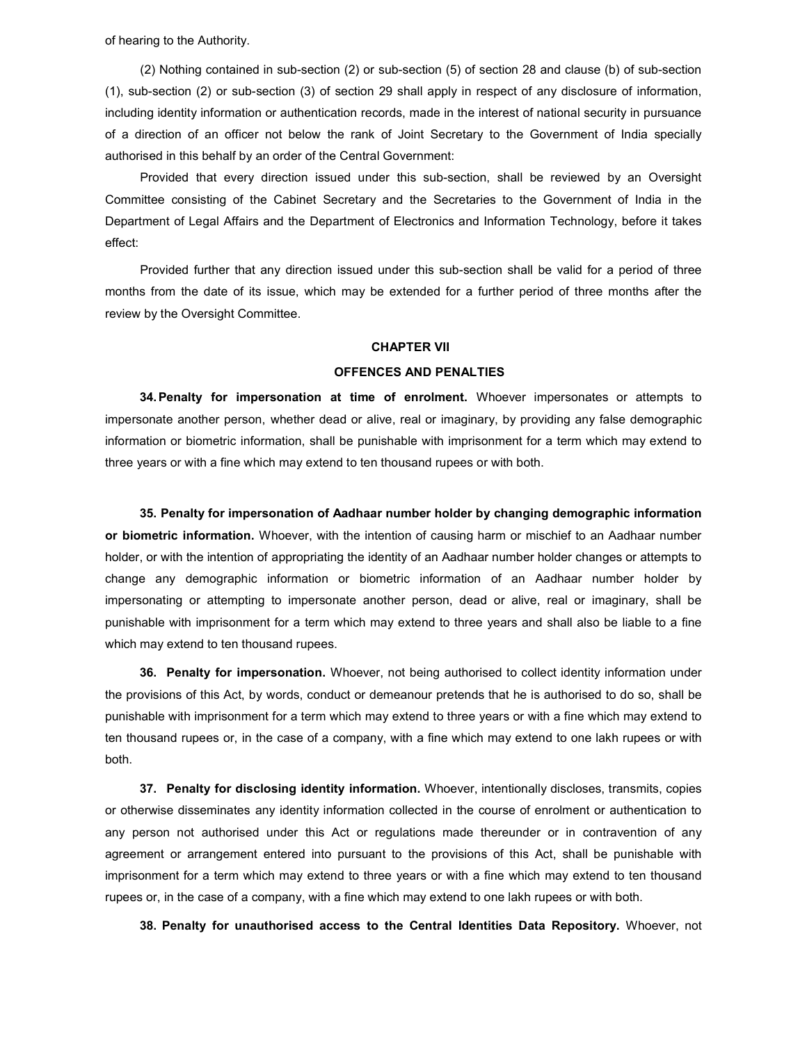of hearing to the Authority.

(2) Nothing contained in sub-section (2) or sub-section (5) of section 28 and clause (b) of sub-section (1), sub-section (2) or sub-section (3) of section 29 shall apply in respect of any disclosure of information, including identity information or authentication records, made in the interest of national security in pursuance of a direction of an officer not below the rank of Joint Secretary to the Government of India specially authorised in this behalf by an order of the Central Government:

Provided that every direction issued under this sub-section, shall be reviewed by an Oversight Committee consisting of the Cabinet Secretary and the Secretaries to the Government of India in the Department of Legal Affairs and the Department of Electronics and Information Technology, before it takes effect:

Provided further that any direction issued under this sub-section shall be valid for a period of three months from the date of its issue, which may be extended for a further period of three months after the review by the Oversight Committee.

## CHAPTER VII

## OFFENCES AND PENALTIES

**34. Penalty for impersonation at time of enrolment.** Whoever impersonates or attempts to impersonate another person, whether dead or alive, real or imaginary, by providing any false demographic information or biometric information, shall be punishable with imprisonment for a term which may extend to three years or with a fine which may extend to ten thousand rupees or with both.

**35. Penalty for impersonation of Aadhaar number holder by changing demographic information or biometric information.** Whoever, with the intention of causing harm or mischief to an Aadhaar number holder, or with the intention of appropriating the identity of an Aadhaar number holder changes or attempts to change any demographic information or biometric information of an Aadhaar number holder by impersonating or attempting to impersonate another person, dead or alive, real or imaginary, shall be punishable with imprisonment for a term which may extend to three years and shall also be liable to a fine which may extend to ten thousand rupees.

**36. Penalty for impersonation.** Whoever, not being authorised to collect identity information under the provisions of this Act, by words, conduct or demeanour pretends that he is authorised to do so, shall be punishable with imprisonment for a term which may extend to three years or with a fine which may extend to ten thousand rupees or, in the case of a company, with a fine which may extend to one lakh rupees or with both.

**37. Penalty for disclosing identity information.** Whoever, intentionally discloses, transmits, copies or otherwise disseminates any identity information collected in the course of enrolment or authentication to any person not authorised under this Act or regulations made thereunder or in contravention of any agreement or arrangement entered into pursuant to the provisions of this Act, shall be punishable with imprisonment for a term which may extend to three years or with a fine which may extend to ten thousand rupees or, in the case of a company, with a fine which may extend to one lakh rupees or with both.

**38. Penalty for unauthorised access to the Central Identities Data Repository.** Whoever, not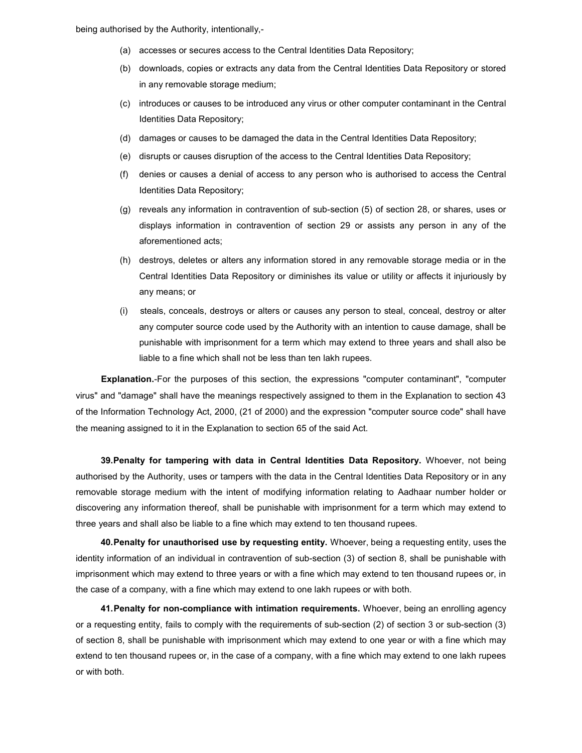being authorised by the Authority, intentionally,-

(a) accesses or secures access to the Central Identities Data Repository;

(b) downloads, copies or extracts any data from the Central Identities Data Repository or stored in any removable storage medium;

(c) introduces or causes to be introduced any virus or other computer contaminant in the Central Identities Data Repository;

(d) damages or causes to be damaged the data in the Central Identities Data Repository;

(e) disrupts or causes disruption of the access to the Central Identities Data Repository;

(f) denies or causes a denial of access to any person who is authorised to access the Central Identities Data Repository;

(g) reveals any information in contravention of sub-section (5) of section 28, or shares, uses or displays information in contravention of section 29 or assists any person in any of the aforementioned acts;

(h) destroys, deletes or alters any information stored in any removable storage media or in the Central Identities Data Repository or diminishes its value or utility or affects it injuriously by any means; or

(i) steals, conceals, destroys or alters or causes any person to steal, conceal, destroy or alter any computer source code used by the Authority with an intention to cause damage, shall be punishable with imprisonment for a term which may extend to three years and shall also be liable to a fine which shall not be less than ten lakh rupees.

**Explanation.**-For the purposes of this section, the expressions "computer contaminant", "computer virus" and "damage" shall have the meanings respectively assigned to them in the Explanation to section 43 of the Information Technology Act, 2000, (21 of 2000) and the expression "computer source code" shall have the meaning assigned to it in the Explanation to section 65 of the said Act.

**39. Penalty for tampering with data in Central Identities Data Repository.** Whoever, not being authorised by the Authority, uses or tampers with the data in the Central Identities Data Repository or in any removable storage medium with the intent of modifying information relating to Aadhaar number holder or discovering any information thereof, shall be punishable with imprisonment for a term which may extend to three years and shall also be liable to a fine which may extend to ten thousand rupees.

**40. Penalty for unauthorised use by requesting entity.** Whoever, being a requesting entity, uses the identity information of an individual in contravention of sub-section (3) of section 8, shall be punishable with imprisonment which may extend to three years or with a fine which may extend to ten thousand rupees or, in the case of a company, with a fine which may extend to one lakh rupees or with both.

**41. Penalty for non-compliance with intimation requirements.** Whoever, being an enrolling agency or a requesting entity, fails to comply with the requirements of sub-section (2) of section 3 or sub-section (3) of section 8, shall be punishable with imprisonment which may extend to one year or with a fine which may extend to ten thousand rupees or, in the case of a company, with a fine which may extend to one lakh rupees or with both.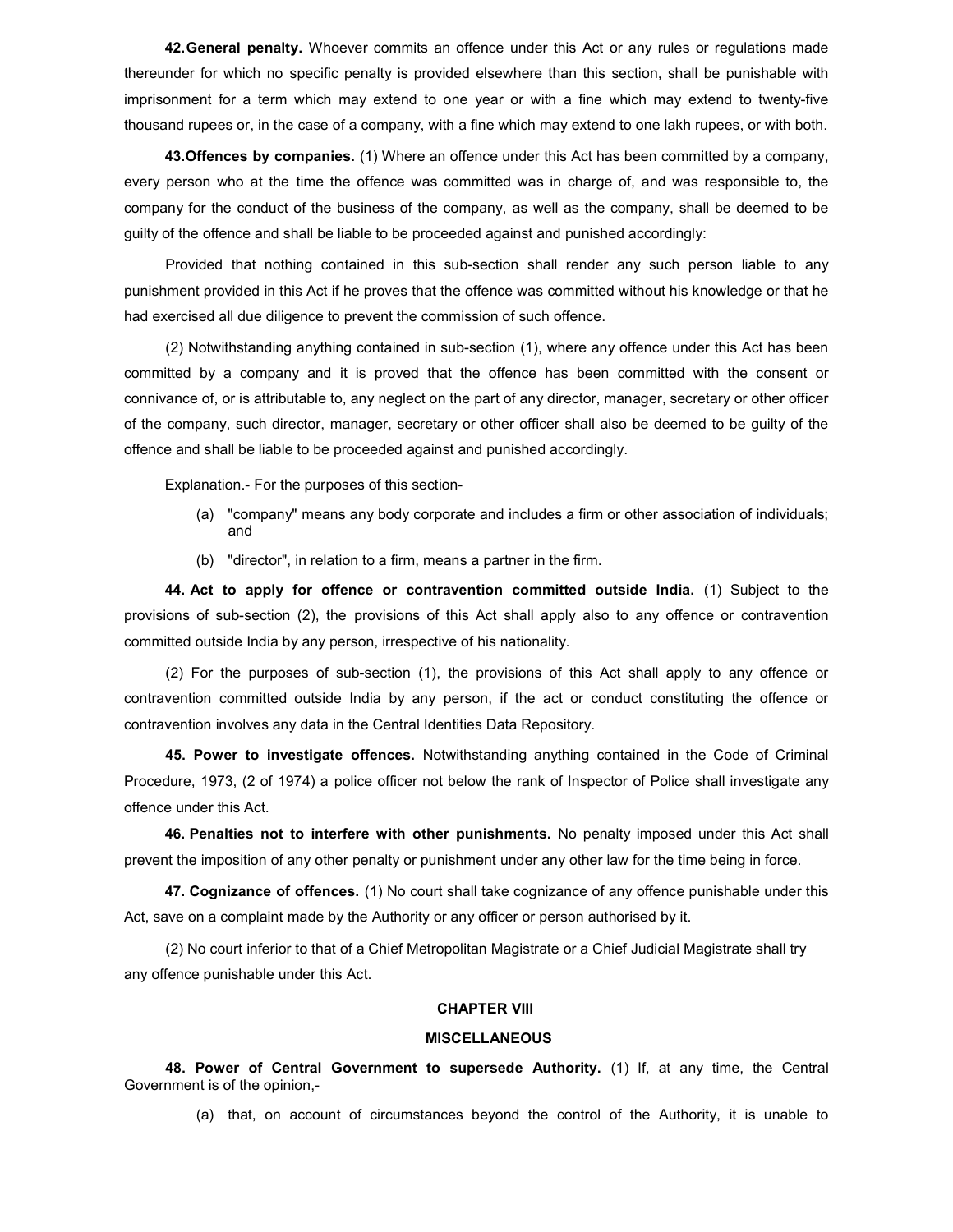**42. General penalty.** Whoever commits an offence under this Act or any rules or regulations made thereunder for which no specific penalty is provided elsewhere than this section, shall be punishable with imprisonment for a term which may extend to one year or with a fine which may extend to twenty-five thousand rupees or, in the case of a company, with a fine which may extend to one lakh rupees, or with both.

**43. Offences by companies.** (1) Where an offence under this Act has been committed by a company, every person who at the time the offence was committed was in charge of, and was responsible to, the company for the conduct of the business of the company, as well as the company, shall be deemed to be guilty of the offence and shall be liable to be proceeded against and punished accordingly:

Provided that nothing contained in this sub-section shall render any such person liable to any punishment provided in this Act if he proves that the offence was committed without his knowledge or that he had exercised all due diligence to prevent the commission of such offence.

(2) Notwithstanding anything contained in sub-section (1), where any offence under this Act has been committed by a company and it is proved that the offence has been committed with the consent or connivance of, or is attributable to, any neglect on the part of any director, manager, secretary or other officer of the company, such director, manager, secretary or other officer shall also be deemed to be guilty of the offence and shall be liable to be proceeded against and punished accordingly.

Explanation.- For the purposes of this section-

(a) "company" means any body corporate and includes a firm or other association of individuals; and

(b) "director", in relation to a firm, means a partner in the firm.

**44. Act to apply for offence or contravention committed outside India.** (1) Subject to the provisions of sub-section (2), the provisions of this Act shall apply also to any offence or contravention committed outside India by any person, irrespective of his nationality.

(2) For the purposes of sub-section (1), the provisions of this Act shall apply to any offence or contravention committed outside India by any person, if the act or conduct constituting the offence or contravention involves any data in the Central Identities Data Repository.

**45. Power to investigate offences.** Notwithstanding anything contained in the Code of Criminal Procedure, 1973, (2 of 1974) a police officer not below the rank of Inspector of Police shall investigate any offence under this Act.

**46. Penalties not to interfere with other punishments.** No penalty imposed under this Act shall prevent the imposition of any other penalty or punishment under any other law for the time being in force.

**47. Cognizance of offences.** (1) No court shall take cognizance of any offence punishable under this Act, save on a complaint made by the Authority or any officer or person authorised by it.

(2) No court inferior to that of a Chief Metropolitan Magistrate or a Chief Judicial Magistrate shall try any offence punishable under this Act.

## CHAPTER VIII

## MISCELLANEOUS

**48. Power of Central Government to supersede Authority.** (1) If, at any time, the Central Government is of the opinion,-

(a) that, on account of circumstances beyond the control of the Authority, it is unable to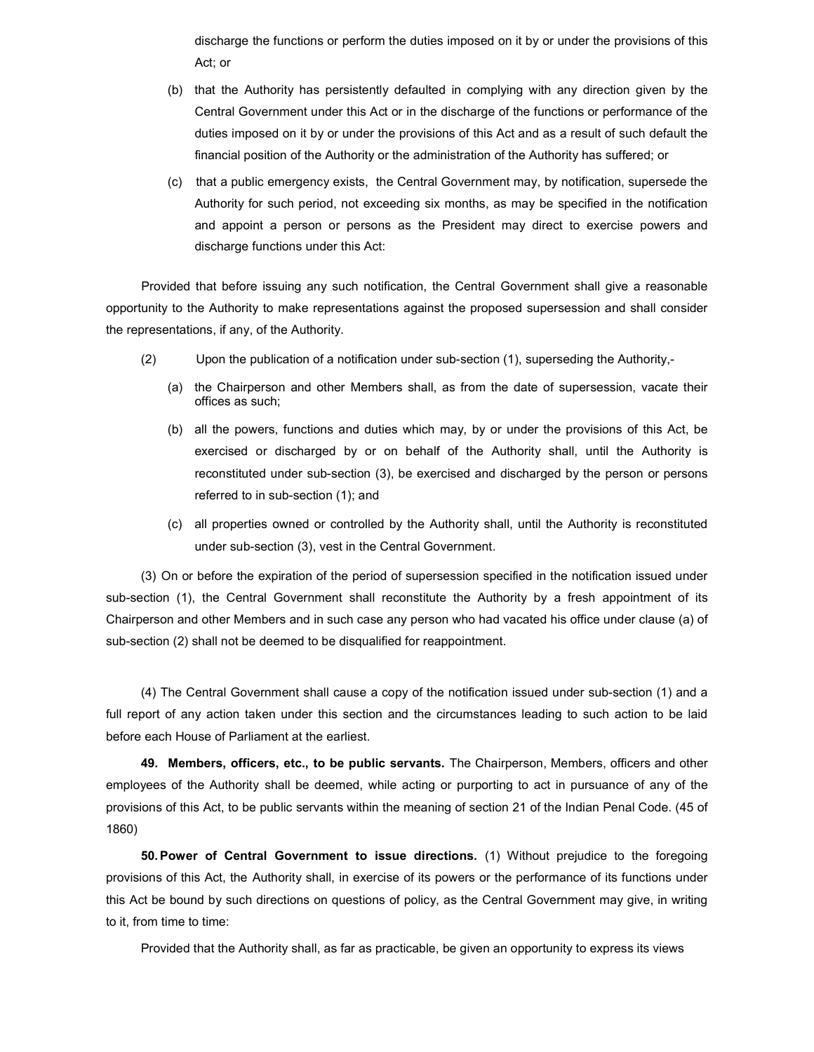discharge the functions or perform the duties imposed on it by or under the provisions of this Act; or

(b) that the Authority has persistently defaulted in complying with any direction given by the Central Government under this Act or in the discharge of the functions or performance of the duties imposed on it by or under the provisions of this Act and as a result of such default the financial position of the Authority or the administration of the Authority has suffered; or

(c) that a public emergency exists, the Central Government may, by notification, supersede the Authority for such period, not exceeding six months, as may be specified in the notification and appoint a person or persons as the President may direct to exercise powers and discharge functions under this Act:

Provided that before issuing any such notification, the Central Government shall give a reasonable opportunity to the Authority to make representations against the proposed supersession and shall consider the representations, if any, of the Authority.

(2) Upon the publication of a notification under sub-section (1), superseding the Authority,-

(a) the Chairperson and other Members shall, as from the date of supersession, vacate their offices as such;

(b) all the powers, functions and duties which may, by or under the provisions of this Act, be exercised or discharged by or on behalf of the Authority shall, until the Authority is reconstituted under sub-section (3), be exercised and discharged by the person or persons referred to in sub-section (1); and

(c) all properties owned or controlled by the Authority shall, until the Authority is reconstituted under sub-section (3), vest in the Central Government.

(3) On or before the expiration of the period of supersession specified in the notification issued under sub-section (1), the Central Government shall reconstitute the Authority by a fresh appointment of its Chairperson and other Members and in such case any person who had vacated his office under clause (a) of sub-section (2) shall not be deemed to be disqualified for reappointment.

(4) The Central Government shall cause a copy of the notification issued under sub-section (1) and a full report of any action taken under this section and the circumstances leading to such action to be laid before each House of Parliament at the earliest.

**49. Members, officers, etc., to be public servants.** The Chairperson, Members, officers and other employees of the Authority shall be deemed, while acting or purporting to act in pursuance of any of the provisions of this Act, to be public servants within the meaning of section 21 of the Indian Penal Code. (45 of 1860)

**50. Power of Central Government to issue directions.** (1) Without prejudice to the foregoing provisions of this Act, the Authority shall, in exercise of its powers or the performance of its functions under this Act be bound by such directions on questions of policy, as the Central Government may give, in writing to it, from time to time:

Provided that the Authority shall, as far as practicable, be given an opportunity to express its views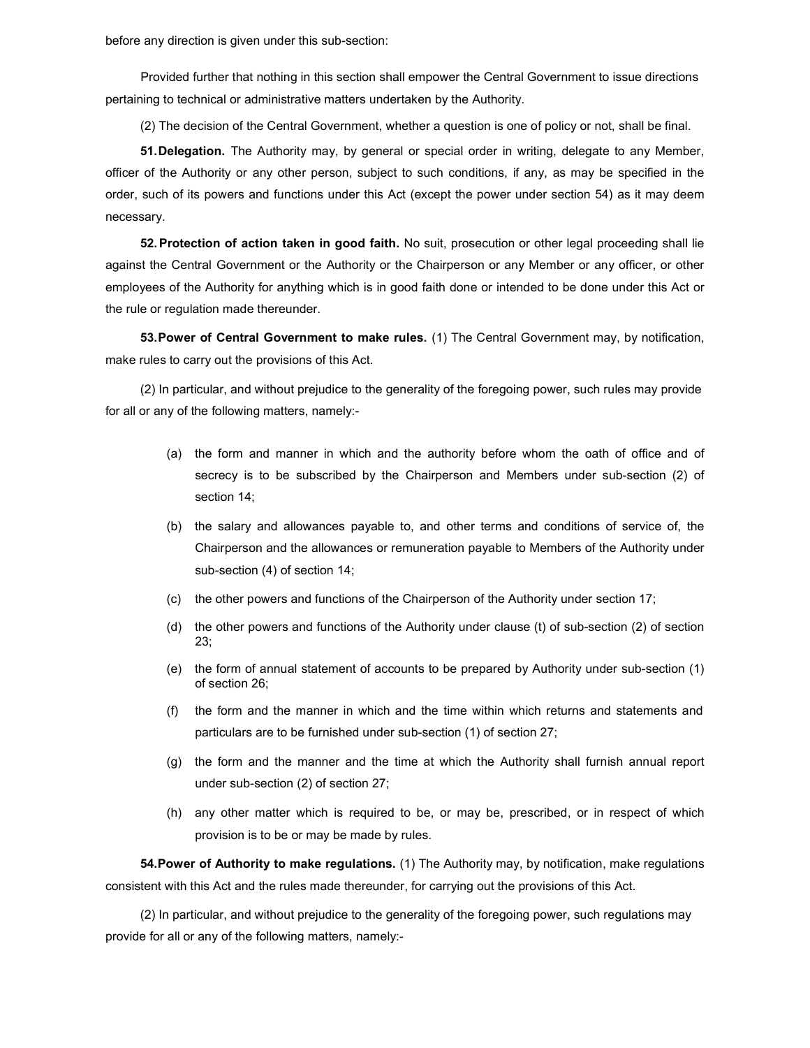before any direction is given under this sub-section:

Provided further that nothing in this section shall empower the Central Government to issue directions pertaining to technical or administrative matters undertaken by the Authority.

(2) The decision of the Central Government, whether a question is one of policy or not, shall be final.

**51. Delegation.** The Authority may, by general or special order in writing, delegate to any Member, officer of the Authority or any other person, subject to such conditions, if any, as may be specified in the order, such of its powers and functions under this Act (except the power under section 54) as it may deem necessary.

**52. Protection of action taken in good faith.** No suit, prosecution or other legal proceeding shall lie against the Central Government or the Authority or the Chairperson or any Member or any officer, or other employees of the Authority for anything which is in good faith done or intended to be done under this Act or the rule or regulation made thereunder.

**53. Power of Central Government to make rules.** (1) The Central Government may, by notification, make rules to carry out the provisions of this Act.

(2) In particular, and without prejudice to the generality of the foregoing power, such rules may provide for all or any of the following matters, namely:-

(a) the form and manner in which and the authority before whom the oath of office and of secrecy is to be subscribed by the Chairperson and Members under sub-section (2) of section 14;

(b) the salary and allowances payable to, and other terms and conditions of service of, the Chairperson and the allowances or remuneration payable to Members of the Authority under sub-section (4) of section 14;

(c) the other powers and functions of the Chairperson of the Authority under section 17;

(d) the other powers and functions of the Authority under clause (t) of sub-section (2) of section 23;

(e) the form of annual statement of accounts to be prepared by Authority under sub-section (1) of section 26;

(f) the form and the manner in which and the time within which returns and statements and particulars are to be furnished under sub-section (1) of section 27;

(g) the form and the manner and the time at which the Authority shall furnish annual report under sub-section (2) of section 27;

(h) any other matter which is required to be, or may be, prescribed, or in respect of which provision is to be or may be made by rules.

**54. Power of Authority to make regulations.** (1) The Authority may, by notification, make regulations consistent with this Act and the rules made thereunder, for carrying out the provisions of this Act.

(2) In particular, and without prejudice to the generality of the foregoing power, such regulations may provide for all or any of the following matters, namely:-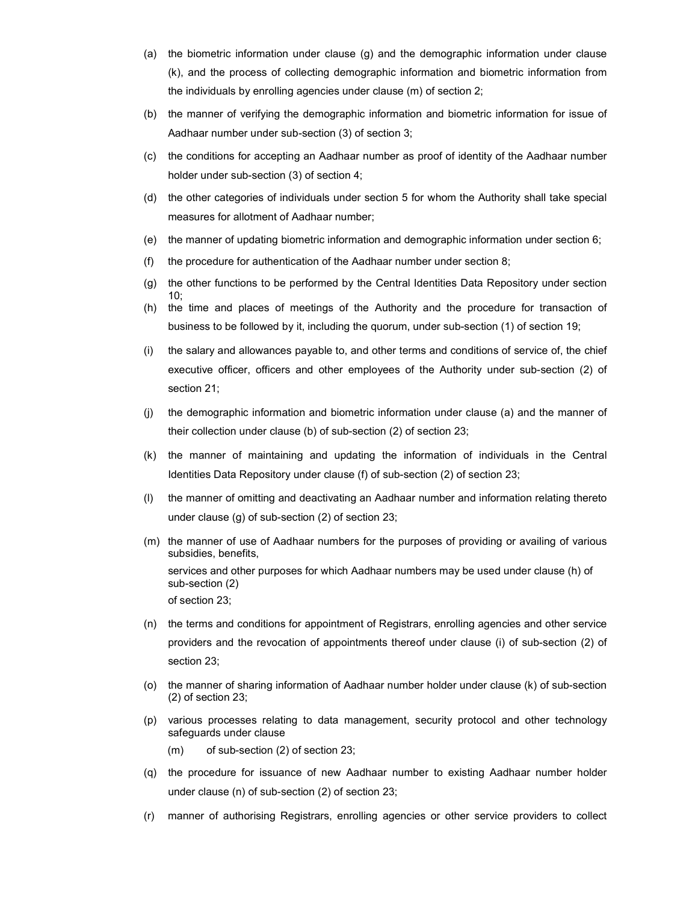(a) the biometric information under clause (g) and the demographic information under clause (k), and the process of collecting demographic information and biometric information from the individuals by enrolling agencies under clause (m) of section 2;

(b) the manner of verifying the demographic information and biometric information for issue of Aadhaar number under sub-section (3) of section 3;

(c) the conditions for accepting an Aadhaar number as proof of identity of the Aadhaar number holder under sub-section (3) of section 4;

(d) the other categories of individuals under section 5 for whom the Authority shall take special measures for allotment of Aadhaar number;

(e) the manner of updating biometric information and demographic information under section 6;

(f) the procedure for authentication of the Aadhaar number under section 8;

(g) the other functions to be performed by the Central Identities Data Repository under section 10;

(h) the time and places of meetings of the Authority and the procedure for transaction of business to be followed by it, including the quorum, under sub-section (1) of section 19;

(i) the salary and allowances payable to, and other terms and conditions of service of, the chief executive officer, officers and other employees of the Authority under sub-section (2) of section 21;

(j) the demographic information and biometric information under clause (a) and the manner of their collection under clause (b) of sub-section (2) of section 23;

(k) the manner of maintaining and updating the information of individuals in the Central Identities Data Repository under clause (f) of sub-section (2) of section 23;

(l) the manner of omitting and deactivating an Aadhaar number and information relating thereto under clause (g) of sub-section (2) of section 23;

(m) the manner of use of Aadhaar numbers for the purposes of providing or availing of various subsidies, benefits, services and other purposes for which Aadhaar numbers may be used under clause (h) of sub-section (2) of section 23;

(n) the terms and conditions for appointment of Registrars, enrolling agencies and other service providers and the revocation of appointments thereof under clause (i) of sub-section (2) of section 23;

(o) the manner of sharing information of Aadhaar number holder under clause (k) of sub-section (2) of section 23;

(p) various processes relating to data management, security protocol and other technology safeguards under clause (m) of sub-section (2) of section 23;

(q) the procedure for issuance of new Aadhaar number to existing Aadhaar number holder under clause (n) of sub-section (2) of section 23;

(r) manner of authorising Registrars, enrolling agencies or other service providers to collect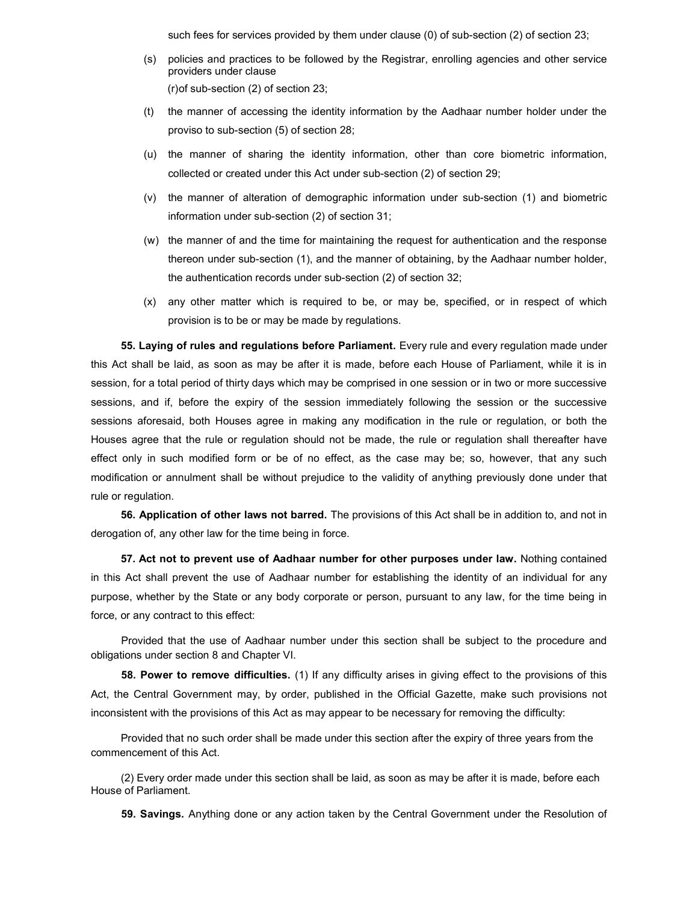such fees for services provided by them under clause (0) of sub-section (2) of section 23;

(s) policies and practices to be followed by the Registrar, enrolling agencies and other service providers under clause
(r)of sub-section (2) of section 23;

(t) the manner of accessing the identity information by the Aadhaar number holder under the proviso to sub-section (5) of section 28;

(u) the manner of sharing the identity information, other than core biometric information, collected or created under this Act under sub-section (2) of section 29;

(v) the manner of alteration of demographic information under sub-section (1) and biometric information under sub-section (2) of section 31;

(w) the manner of and the time for maintaining the request for authentication and the response thereon under sub-section (1), and the manner of obtaining, by the Aadhaar number holder, the authentication records under sub-section (2) of section 32;

(x) any other matter which is required to be, or may be, specified, or in respect of which provision is to be or may be made by regulations.

**55. Laying of rules and regulations before Parliament.** Every rule and every regulation made under this Act shall be laid, as soon as may be after it is made, before each House of Parliament, while it is in session, for a total period of thirty days which may be comprised in one session or in two or more successive sessions, and if, before the expiry of the session immediately following the session or the successive sessions aforesaid, both Houses agree in making any modification in the rule or regulation, or both the Houses agree that the rule or regulation should not be made, the rule or regulation shall thereafter have effect only in such modified form or be of no effect, as the case may be; so, however, that any such modification or annulment shall be without prejudice to the validity of anything previously done under that rule or regulation.

**56. Application of other laws not barred.** The provisions of this Act shall be in addition to, and not in derogation of, any other law for the time being in force.

**57. Act not to prevent use of Aadhaar number for other purposes under law.** Nothing contained in this Act shall prevent the use of Aadhaar number for establishing the identity of an individual for any purpose, whether by the State or any body corporate or person, pursuant to any law, for the time being in force, or any contract to this effect:

Provided that the use of Aadhaar number under this section shall be subject to the procedure and obligations under section 8 and Chapter VI.

**58. Power to remove difficulties.** (1) If any difficulty arises in giving effect to the provisions of this Act, the Central Government may, by order, published in the Official Gazette, make such provisions not inconsistent with the provisions of this Act as may appear to be necessary for removing the difficulty:

Provided that no such order shall be made under this section after the expiry of three years from the commencement of this Act.

(2) Every order made under this section shall be laid, as soon as may be after it is made, before each House of Parliament.

**59. Savings.** Anything done or any action taken by the Central Government under the Resolution of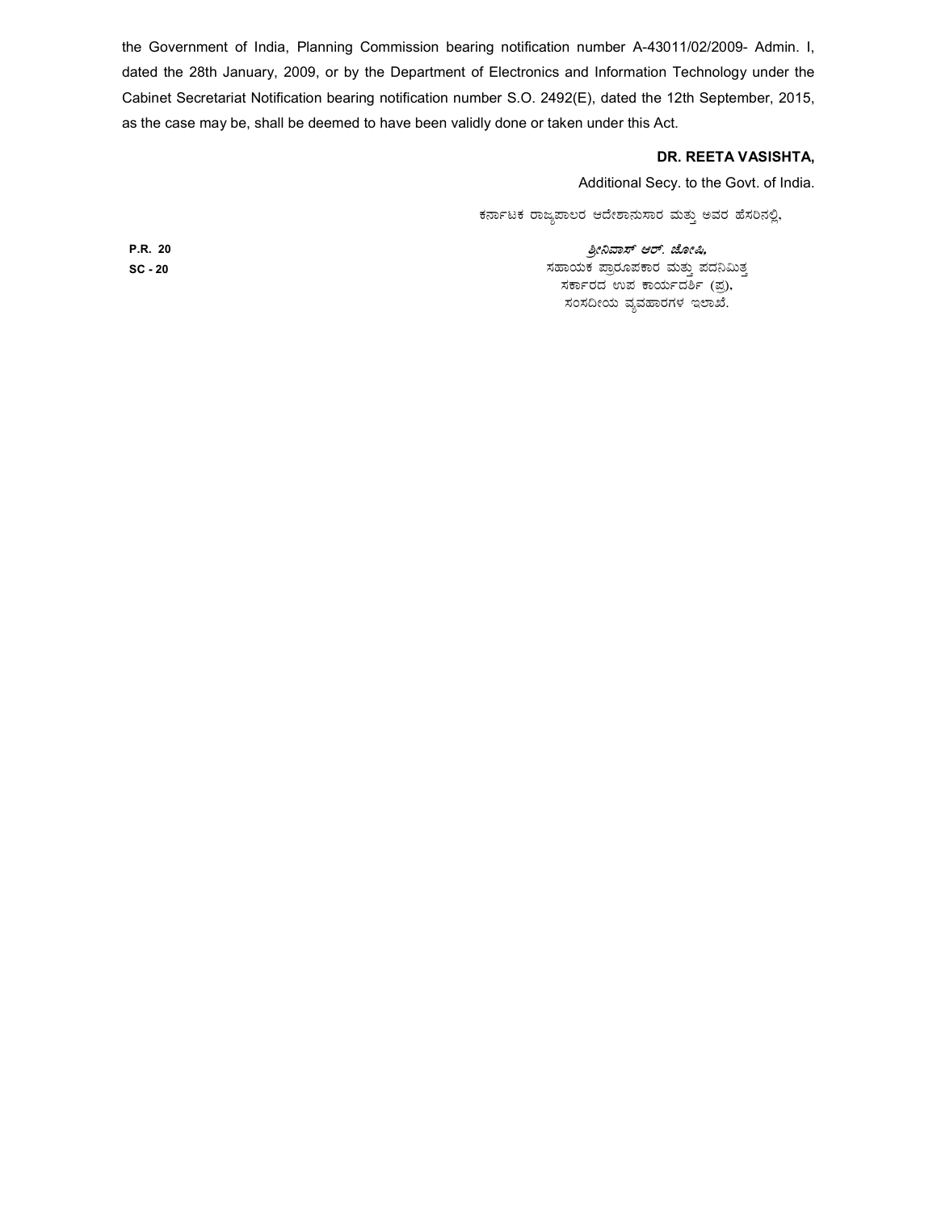the Government of India, Planning Commission bearing notification number A-43011/02/2009- Admin. I, dated the 28th January, 2009, or by the Department of Electronics and Information Technology under the Cabinet Secretariat Notification bearing notification number S.O. 2492(E), dated the 12th September, 2015, as the case may be, shall be deemed to have been validly done or taken under this Act.

**DR. REETA VASISHTA,**

Additional Secy. to the Govt. of India.

ಕರ್ನಾಟಕ ರಾಜ್ಯಪಾಲರ ಆದೇಶಾನುಸಾರ ಮತ್ತು ಅವರ ಹೆಸರಿನಲ್ಲಿ,

**P.R. 20**

**SC - 20**

***ಶ್ರೀನಿವಾಸ್ ಆರ್. ಜೋಷಿ,***

ಸಹಾಯಕ ಪ್ರಾರೂಪಕಾರ ಮತ್ತು ಪದನಿಮಿತ್ತ

ಸರ್ಕಾರದ ಉಪ ಕಾರ್ಯದರ್ಶಿ (ಪ್ರ),

ಸಂಸದೀಯ ವ್ಯವಹಾರಗಳ ಇಲಾಖೆ.